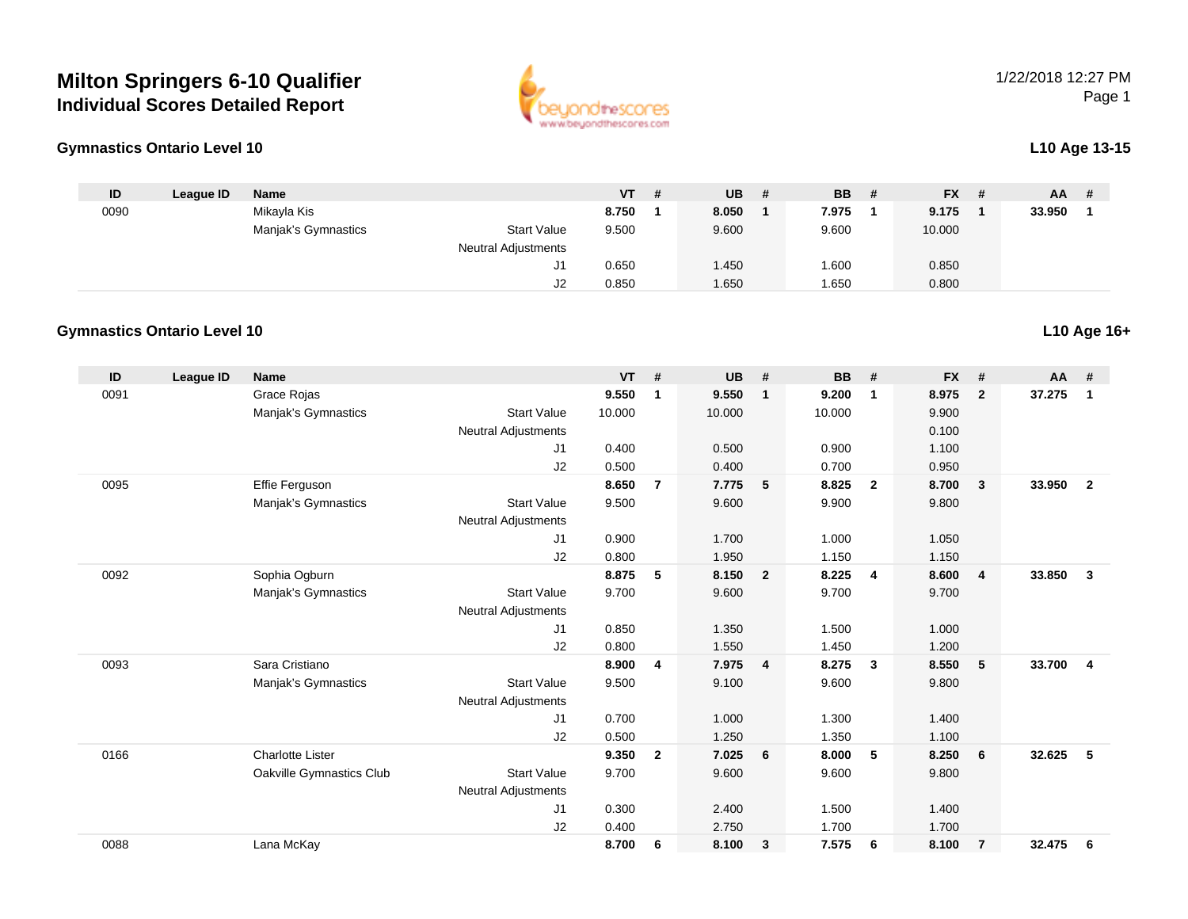# Milton Springers 6-10 Qualifier

## Individual Scores Detailed Report

1/22/2018 12:27 PM

### Gymnastics Ontario Level 10

**L10 Age 13-15**

| ID | League ID | Name | | VT | # | UB | # | BB | # | FX | # | AA | # |
|---|---|---|---|---|---|---|---|---|---|---|---|---|---|
| 0090 | | Mikayla Kis | | **8.750** | **1** | **8.050** | **1** | **7.975** | **1** | **9.175** | **1** | **33.950** | **1** |
| | | Manjak's Gymnastics | Start Value | 9.500 | | 9.600 | | 9.600 | | 10.000 | | | |
| | | | Neutral Adjustments | | | | | | | | | | |
| | | | J1 | 0.650 | | 1.450 | | 1.600 | | 0.850 | | | |
| | | | J2 | 0.850 | | 1.650 | | 1.650 | | 0.800 | | | |

### Gymnastics Ontario Level 10

**L10 Age 16+**

| ID | League ID | Name | | VT | # | UB | # | BB | # | FX | # | AA | # |
|---|---|---|---|---|---|---|---|---|---|---|---|---|---|
| 0091 | | Grace Rojas | | **9.550** | **1** | **9.550** | **1** | **9.200** | **1** | **8.975** | **2** | **37.275** | **1** |
| | | Manjak's Gymnastics | Start Value | 10.000 | | 10.000 | | 10.000 | | 9.900 | | | |
| | | | Neutral Adjustments | | | | | | | 0.100 | | | |
| | | | J1 | 0.400 | | 0.500 | | 0.900 | | 1.100 | | | |
| | | | J2 | 0.500 | | 0.400 | | 0.700 | | 0.950 | | | |
| 0095 | | Effie Ferguson | | **8.650** | **7** | **7.775** | **5** | **8.825** | **2** | **8.700** | **3** | **33.950** | **2** |
| | | Manjak's Gymnastics | Start Value | 9.500 | | 9.600 | | 9.900 | | 9.800 | | | |
| | | | Neutral Adjustments | | | | | | | | | | |
| | | | J1 | 0.900 | | 1.700 | | 1.000 | | 1.050 | | | |
| | | | J2 | 0.800 | | 1.950 | | 1.150 | | 1.150 | | | |
| 0092 | | Sophia Ogburn | | **8.875** | **5** | **8.150** | **2** | **8.225** | **4** | **8.600** | **4** | **33.850** | **3** |
| | | Manjak's Gymnastics | Start Value | 9.700 | | 9.600 | | 9.700 | | 9.700 | | | |
| | | | Neutral Adjustments | | | | | | | | | | |
| | | | J1 | 0.850 | | 1.350 | | 1.500 | | 1.000 | | | |
| | | | J2 | 0.800 | | 1.550 | | 1.450 | | 1.200 | | | |
| 0093 | | Sara Cristiano | | **8.900** | **4** | **7.975** | **4** | **8.275** | **3** | **8.550** | **5** | **33.700** | **4** |
| | | Manjak's Gymnastics | Start Value | 9.500 | | 9.100 | | 9.600 | | 9.800 | | | |
| | | | Neutral Adjustments | | | | | | | | | | |
| | | | J1 | 0.700 | | 1.000 | | 1.300 | | 1.400 | | | |
| | | | J2 | 0.500 | | 1.250 | | 1.350 | | 1.100 | | | |
| 0166 | | Charlotte Lister | | **9.350** | **2** | **7.025** | **6** | **8.000** | **5** | **8.250** | **6** | **32.625** | **5** |
| | | Oakville Gymnastics Club | Start Value | 9.700 | | 9.600 | | 9.600 | | 9.800 | | | |
| | | | Neutral Adjustments | | | | | | | | | | |
| | | | J1 | 0.300 | | 2.400 | | 1.500 | | 1.400 | | | |
| | | | J2 | 0.400 | | 2.750 | | 1.700 | | 1.700 | | | |
| 0088 | | Lana McKay | | **8.700** | **6** | **8.100** | **3** | **7.575** | **6** | **8.100** | **7** | **32.475** | **6** |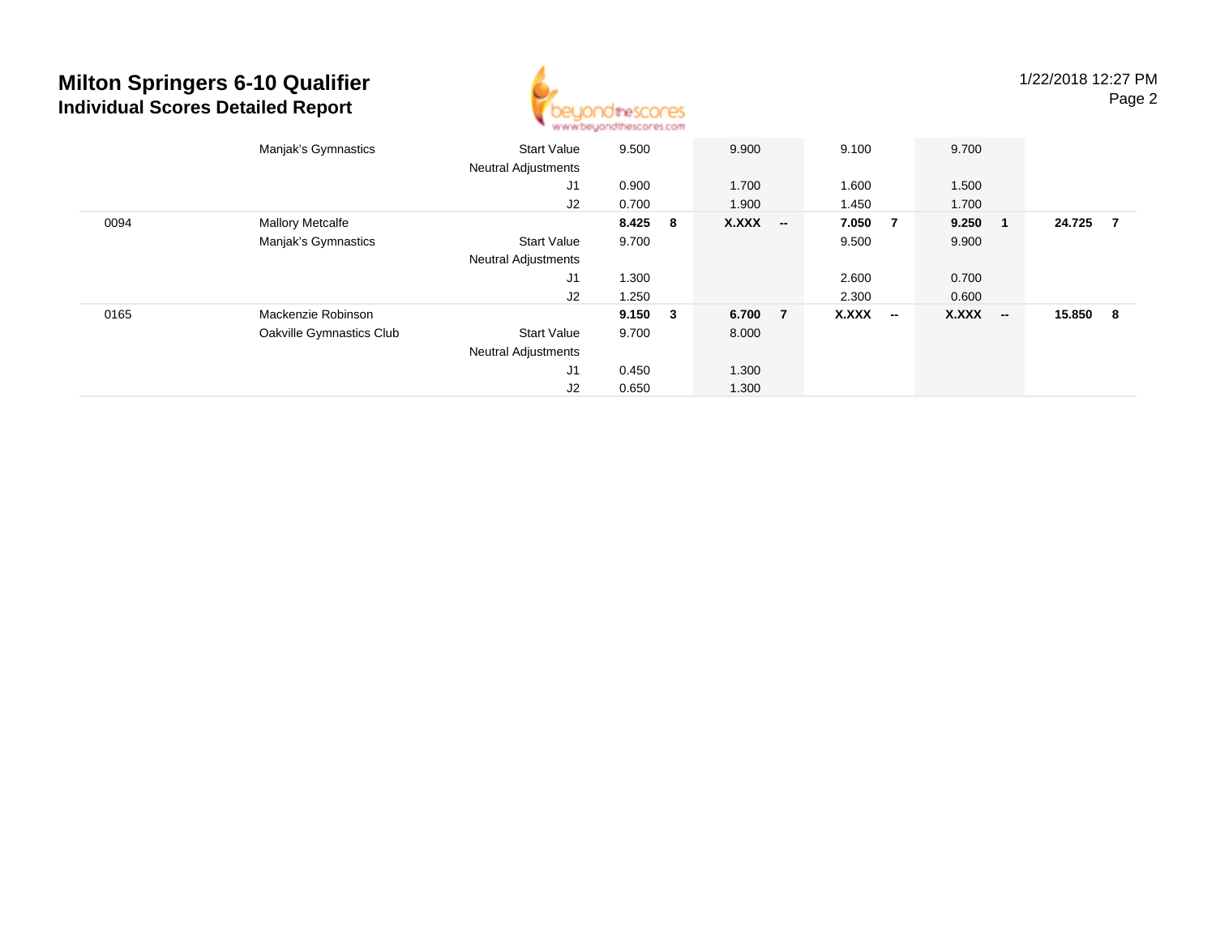# Milton Springers 6-10 Qualifier
## Individual Scores Detailed Report

| | | | | | | | | | | | | |
|---|---|---|---|---|---|---|---|---|---|---|---|---|
| | Manjak's Gymnastics | Start Value | 9.500 | | 9.900 | | 9.100 | | 9.700 | | | |
| | | Neutral Adjustments | | | | | | | | | | |
| | | J1 | 0.900 | | 1.700 | | 1.600 | | 1.500 | | | |
| | | J2 | 0.700 | | 1.900 | | 1.450 | | 1.700 | | | |
| 0094 | Mallory Metcalfe | | **8.425** | **8** | **X.XXX** | **--** | **7.050** | **7** | **9.250** | **1** | **24.725** | **7** |
| | Manjak's Gymnastics | Start Value | 9.700 | | | | 9.500 | | 9.900 | | | |
| | | Neutral Adjustments | | | | | | | | | | |
| | | J1 | 1.300 | | | | 2.600 | | 0.700 | | | |
| | | J2 | 1.250 | | | | 2.300 | | 0.600 | | | |
| 0165 | Mackenzie Robinson | | **9.150** | **3** | **6.700** | **7** | **X.XXX** | **--** | **X.XXX** | **--** | **15.850** | **8** |
| | Oakville Gymnastics Club | Start Value | 9.700 | | 8.000 | | | | | | | |
| | | Neutral Adjustments | | | | | | | | | | |
| | | J1 | 0.450 | | 1.300 | | | | | | | |
| | | J2 | 0.650 | | 1.300 | | | | | | | |